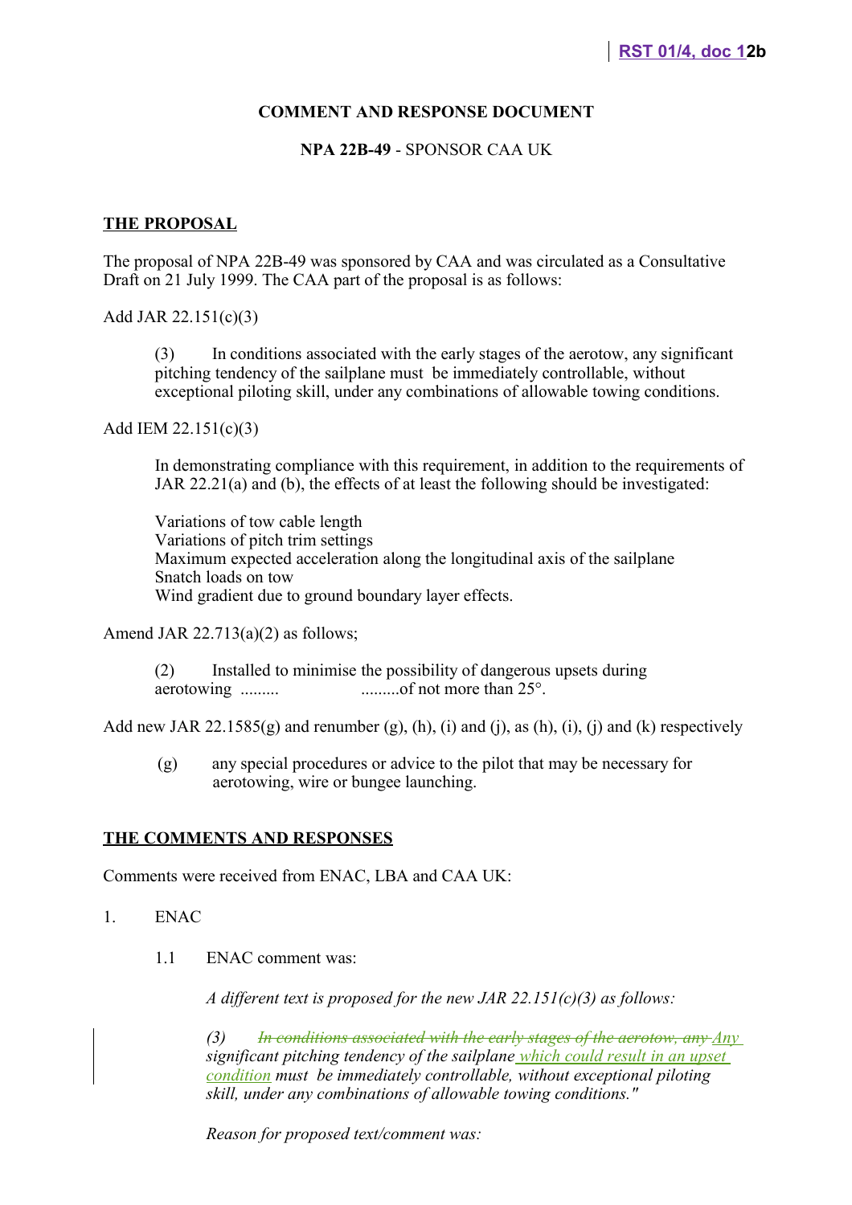RST 01/4, doc 12b

**COMMENT AND RESPONSE DOCUMENT**

**NPA 22B-49** - SPONSOR CAA UK

**<u>THE PROPOSAL</u>**

The proposal of NPA 22B-49 was sponsored by CAA and was circulated as a Consultative Draft on 21 July 1999. The CAA part of the proposal is as follows:

Add JAR 22.151(c)(3)

> (3) In conditions associated with the early stages of the aerotow, any significant pitching tendency of the sailplane must be immediately controllable, without exceptional piloting skill, under any combinations of allowable towing conditions.

Add IEM 22.151(c)(3)

> In demonstrating compliance with this requirement, in addition to the requirements of JAR 22.21(a) and (b), the effects of at least the following should be investigated:
>
> Variations of tow cable length
> Variations of pitch trim settings
> Maximum expected acceleration along the longitudinal axis of the sailplane
> Snatch loads on tow
> Wind gradient due to ground boundary layer effects.

Amend JAR 22.713(a)(2) as follows;

> (2) Installed to minimise the possibility of dangerous upsets during aerotowing ......... .........of not more than 25°.

Add new JAR 22.1585(g) and renumber (g), (h), (i) and (j), as (h), (i), (j) and (k) respectively

> (g) any special procedures or advice to the pilot that may be necessary for aerotowing, wire or bungee launching.

**<u>THE COMMENTS AND RESPONSES</u>**

Comments were received from ENAC, LBA and CAA UK:

1. ENAC

   1.1 ENAC comment was:

   *A different text is proposed for the new JAR 22.151(c)(3) as follows:*

   *(3) ~~In conditions associated with the early stages of the aerotow, any~~ <u>Any</u> significant pitching tendency of the sailplane <u>which could result in an upset condition</u> must be immediately controllable, without exceptional piloting skill, under any combinations of allowable towing conditions."*

   *Reason for proposed text/comment was:*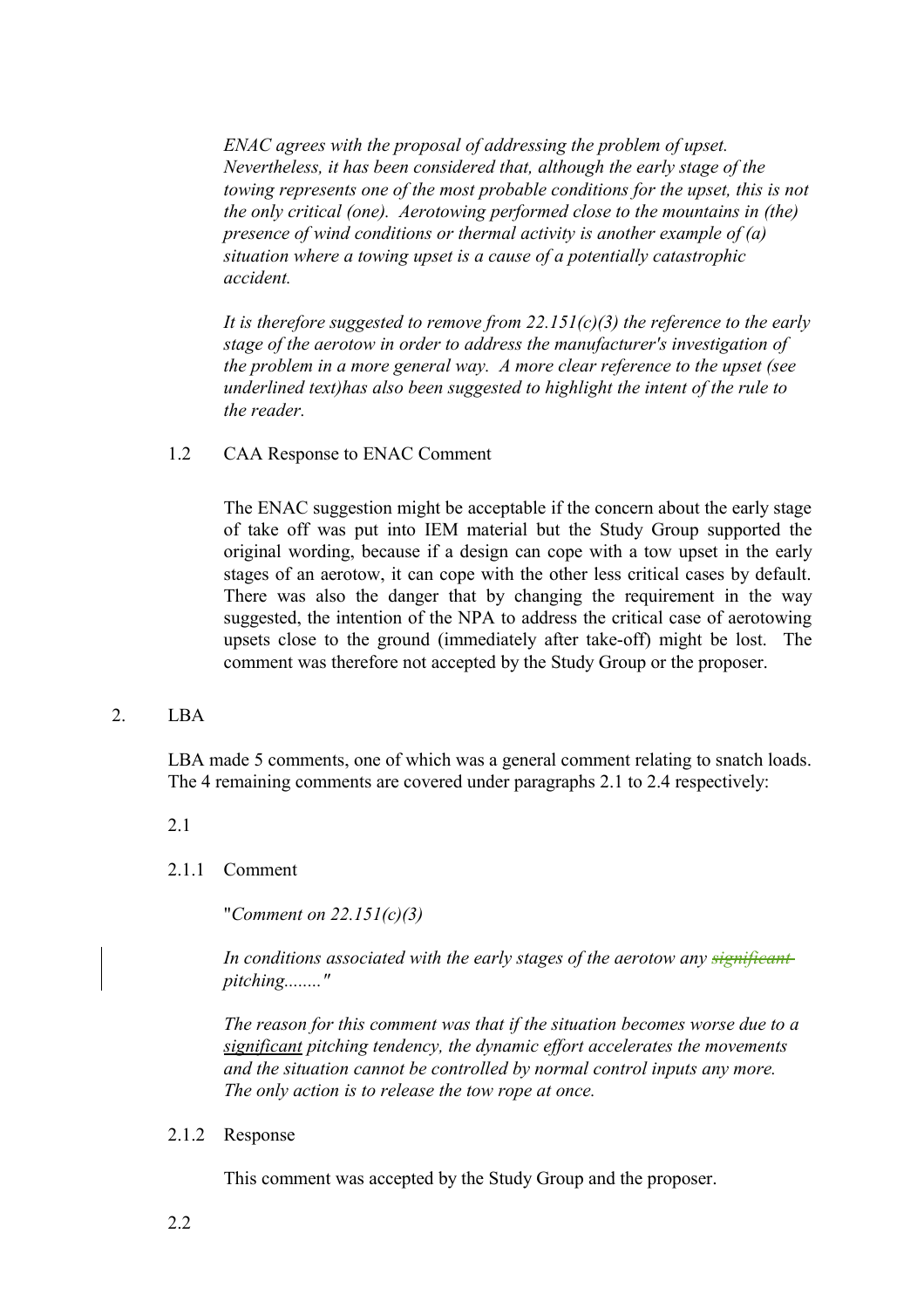*ENAC agrees with the proposal of addressing the problem of upset. Nevertheless, it has been considered that, although the early stage of the towing represents one of the most probable conditions for the upset, this is not the only critical (one). Aerotowing performed close to the mountains in (the) presence of wind conditions or thermal activity is another example of (a) situation where a towing upset is a cause of a potentially catastrophic accident.*

*It is therefore suggested to remove from 22.151(c)(3) the reference to the early stage of the aerotow in order to address the manufacturer's investigation of the problem in a more general way. A more clear reference to the upset (see underlined text)has also been suggested to highlight the intent of the rule to the reader.*

1.2 CAA Response to ENAC Comment

The ENAC suggestion might be acceptable if the concern about the early stage of take off was put into IEM material but the Study Group supported the original wording, because if a design can cope with a tow upset in the early stages of an aerotow, it can cope with the other less critical cases by default. There was also the danger that by changing the requirement in the way suggested, the intention of the NPA to address the critical case of aerotowing upsets close to the ground (immediately after take-off) might be lost. The comment was therefore not accepted by the Study Group or the proposer.

2. LBA

LBA made 5 comments, one of which was a general comment relating to snatch loads. The 4 remaining comments are covered under paragraphs 2.1 to 2.4 respectively:

2.1

2.1.1 Comment

"*Comment on 22.151(c)(3)*

*In conditions associated with the early stages of the aerotow any ~~significant~~ pitching........"*

*The reason for this comment was that if the situation becomes worse due to a significant pitching tendency, the dynamic effort accelerates the movements and the situation cannot be controlled by normal control inputs any more. The only action is to release the tow rope at once.*

2.1.2 Response

This comment was accepted by the Study Group and the proposer.

2.2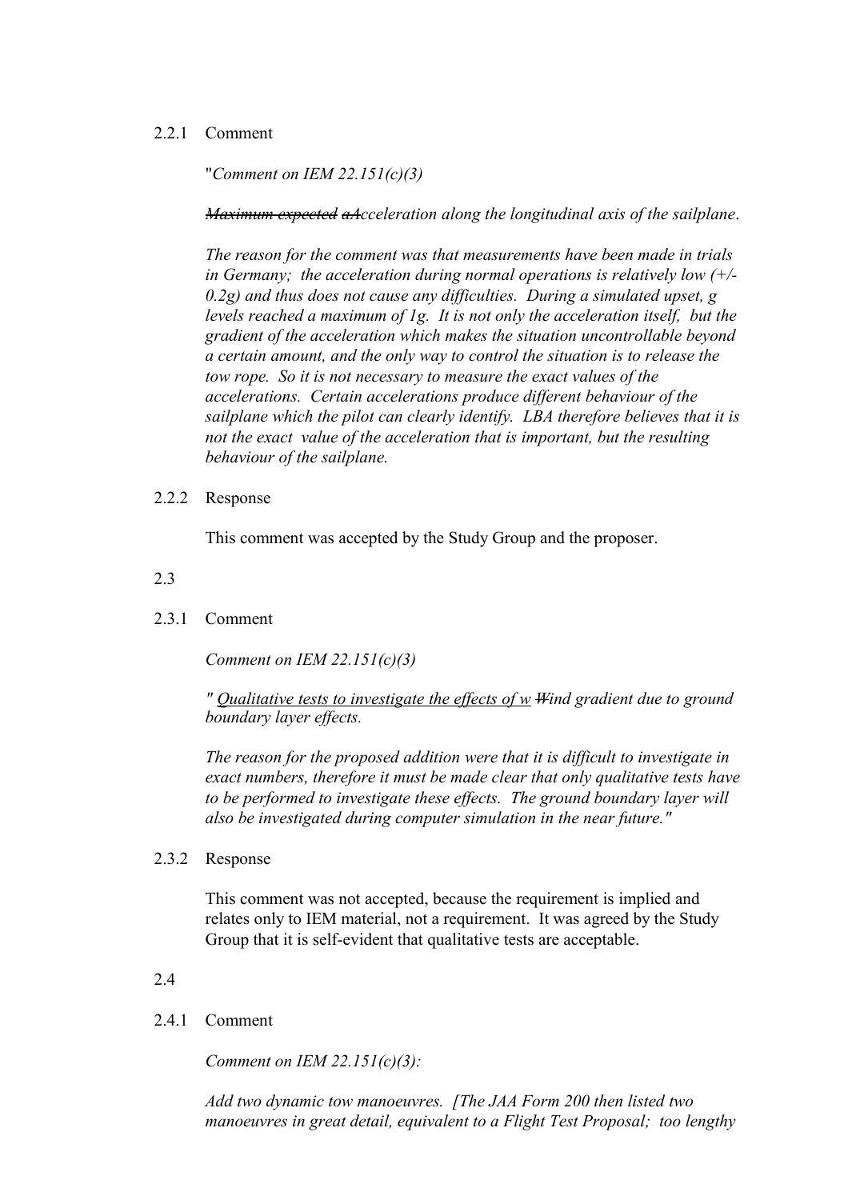2.2.1 Comment

"*Comment on IEM 22.151(c)(3)*

*~~Maximum expected~~ ~~a~~Acceleration along the longitudinal axis of the sailplane.*

*The reason for the comment was that measurements have been made in trials in Germany; the acceleration during normal operations is relatively low (+/- 0.2g) and thus does not cause any difficulties. During a simulated upset, g levels reached a maximum of 1g. It is not only the acceleration itself, but the gradient of the acceleration which makes the situation uncontrollable beyond a certain amount, and the only way to control the situation is to release the tow rope. So it is not necessary to measure the exact values of the accelerations. Certain accelerations produce different behaviour of the sailplane which the pilot can clearly identify. LBA therefore believes that it is not the exact value of the acceleration that is important, but the resulting behaviour of the sailplane.*

2.2.2 Response

This comment was accepted by the Study Group and the proposer.

2.3

2.3.1 Comment

*Comment on IEM 22.151(c)(3)*

*" <u>Qualitative tests to investigate the effects of w</u> ~~W~~ind gradient due to ground boundary layer effects.*

*The reason for the proposed addition were that it is difficult to investigate in exact numbers, therefore it must be made clear that only qualitative tests have to be performed to investigate these effects. The ground boundary layer will also be investigated during computer simulation in the near future."*

2.3.2 Response

This comment was not accepted, because the requirement is implied and relates only to IEM material, not a requirement. It was agreed by the Study Group that it is self-evident that qualitative tests are acceptable.

2.4

2.4.1 Comment

*Comment on IEM 22.151(c)(3):*

*Add two dynamic tow manoeuvres. [The JAA Form 200 then listed two manoeuvres in great detail, equivalent to a Flight Test Proposal; too lengthy*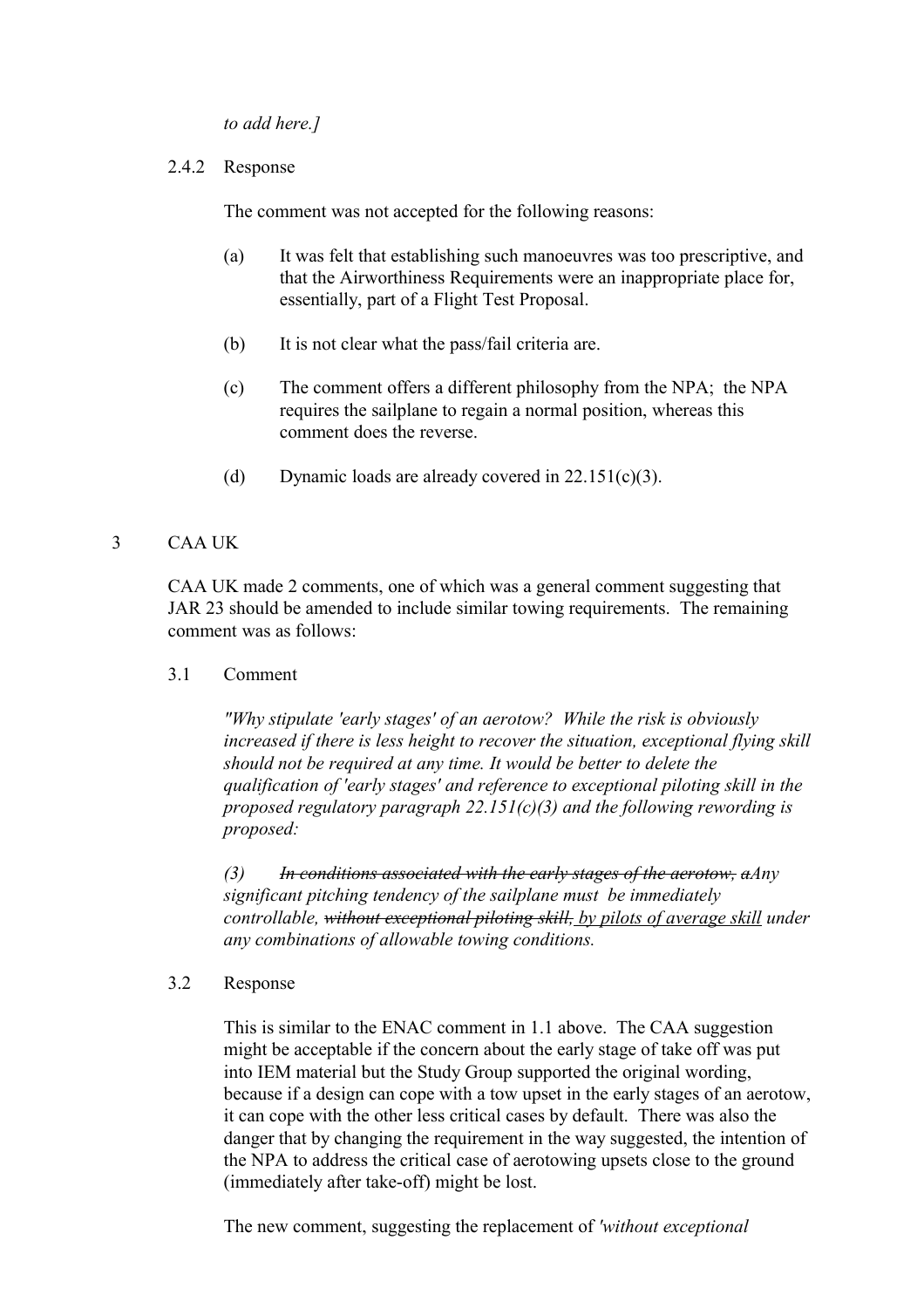*to add here.]*

2.4.2 Response

The comment was not accepted for the following reasons:

(a) It was felt that establishing such manoeuvres was too prescriptive, and that the Airworthiness Requirements were an inappropriate place for, essentially, part of a Flight Test Proposal.

(b) It is not clear what the pass/fail criteria are.

(c) The comment offers a different philosophy from the NPA; the NPA requires the sailplane to regain a normal position, whereas this comment does the reverse.

(d) Dynamic loads are already covered in 22.151(c)(3).

## 3 CAA UK

CAA UK made 2 comments, one of which was a general comment suggesting that JAR 23 should be amended to include similar towing requirements. The remaining comment was as follows:

3.1 Comment

*"Why stipulate 'early stages' of an aerotow? While the risk is obviously increased if there is less height to recover the situation, exceptional flying skill should not be required at any time. It would be better to delete the qualification of 'early stages' and reference to exceptional piloting skill in the proposed regulatory paragraph 22.151(c)(3) and the following rewording is proposed:*

*(3) ~~In conditions associated with the early stages of the aerotow, a~~Any significant pitching tendency of the sailplane must be immediately controllable, ~~without exceptional piloting skill,~~ by pilots of average skill under any combinations of allowable towing conditions.*

3.2 Response

This is similar to the ENAC comment in 1.1 above. The CAA suggestion might be acceptable if the concern about the early stage of take off was put into IEM material but the Study Group supported the original wording, because if a design can cope with a tow upset in the early stages of an aerotow, it can cope with the other less critical cases by default. There was also the danger that by changing the requirement in the way suggested, the intention of the NPA to address the critical case of aerotowing upsets close to the ground (immediately after take-off) might be lost.

The new comment, suggesting the replacement of *'without exceptional*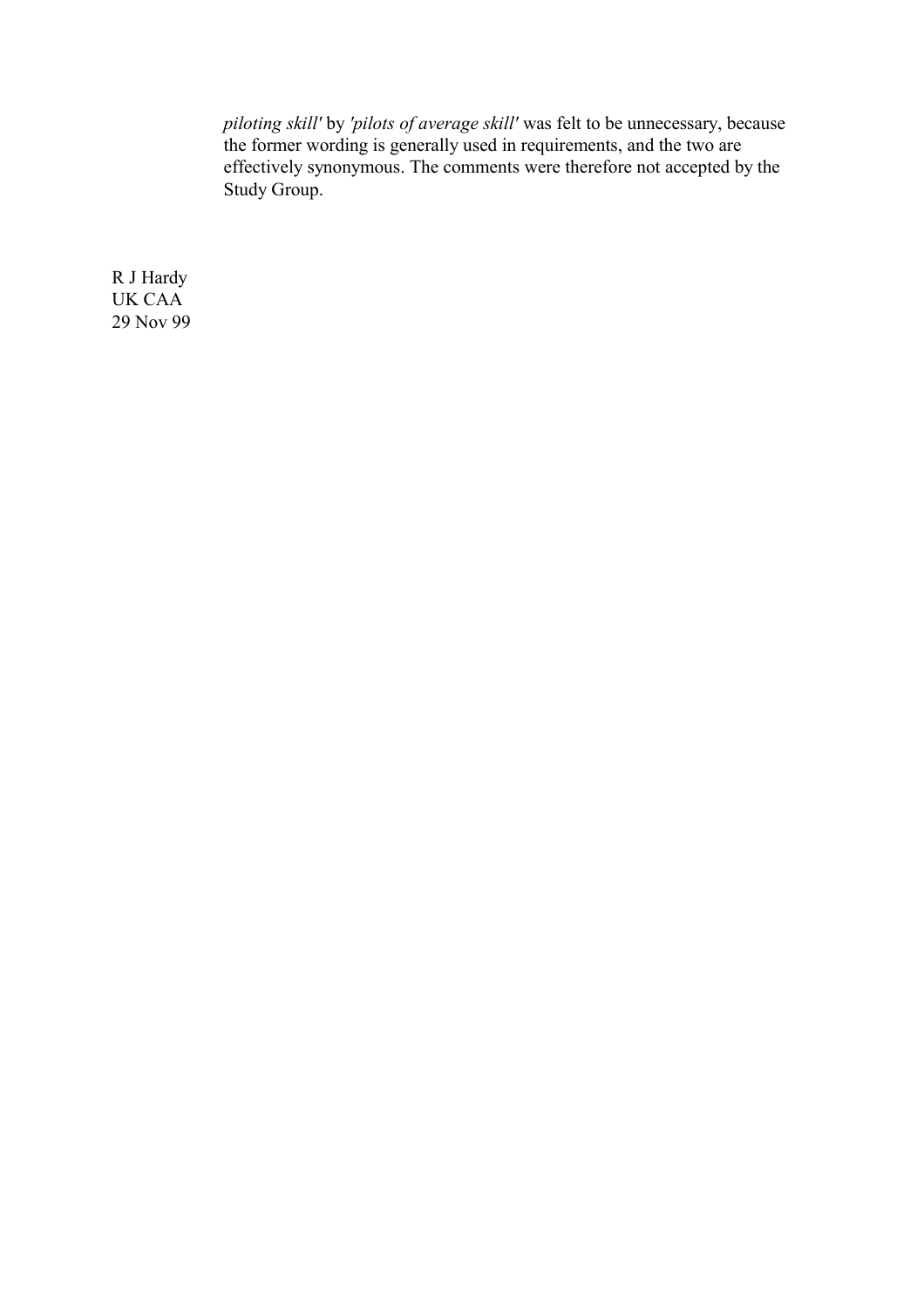*piloting skill'* by *'pilots of average skill'* was felt to be unnecessary, because the former wording is generally used in requirements, and the two are effectively synonymous. The comments were therefore not accepted by the Study Group.

R J Hardy
UK CAA
29 Nov 99